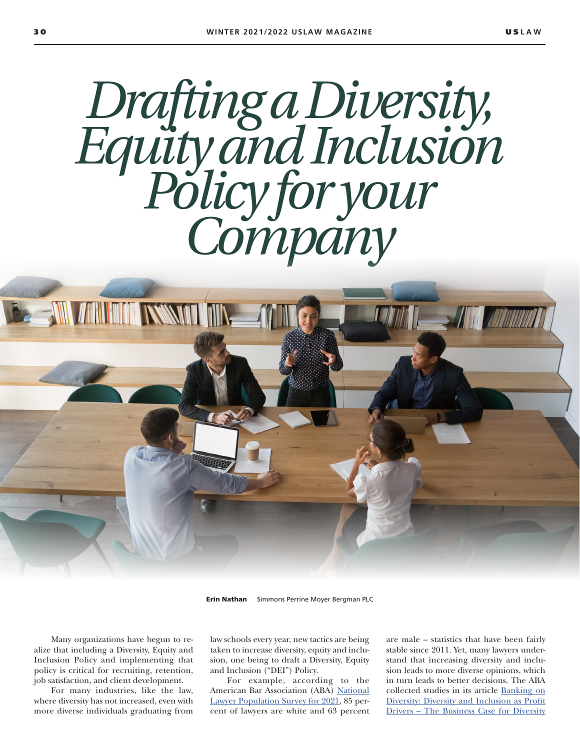# Drafting a Diversity, Equity and Inclusion Policy for your Company

**Erin Nathan** Simmons Perrine Moyer Bergman PLC

Many organizations have begun to realize that including a Diversity, Equity and Inclusion Policy and implementing that policy is critical for recruiting, retention, job satisfaction, and client development.

For many industries, like the law, where diversity has not increased, even with more diverse individuals graduating from law schools every year, new tactics are being taken to increase diversity, equity and inclusion, one being to draft a Diversity, Equity and Inclusion ("DEI") Policy.

For example, according to the American Bar Association (ABA) National Lawyer Population Survey for 2021, 85 percent of lawyers are white and 63 percent are male – statistics that have been fairly stable since 2011. Yet, many lawyers understand that increasing diversity and inclusion leads to more diverse opinions, which in turn leads to better decisions. The ABA collected studies in its article Banking on Diversity: Diversity and Inclusion as Profit Drivers – The Business Case for Diversity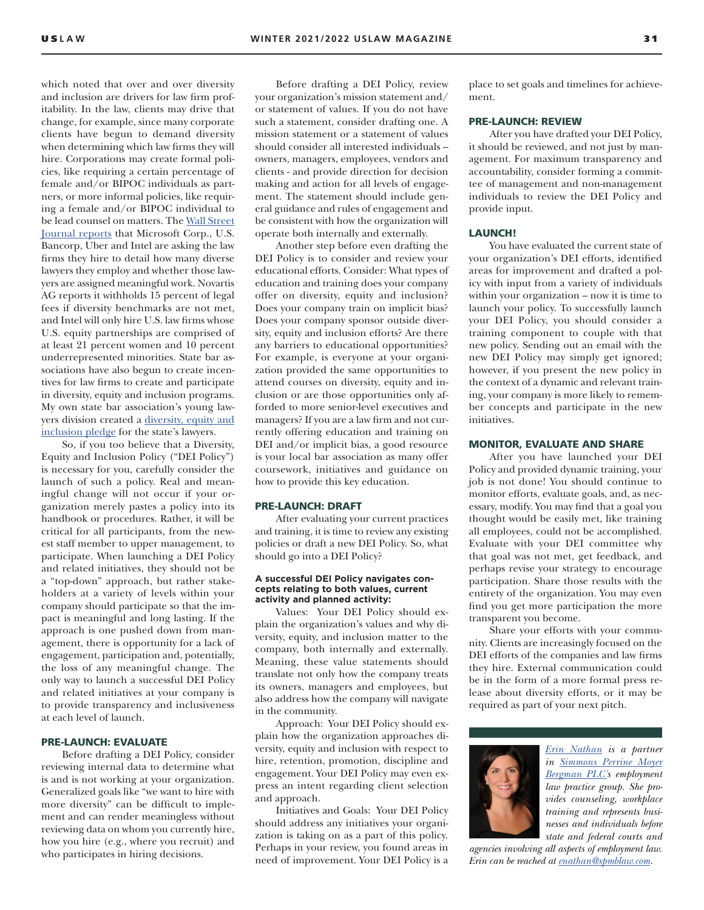which noted that over and over diversity and inclusion are drivers for law firm profitability. In the law, clients may drive that change, for example, since many corporate clients have begun to demand diversity when determining which law firms they will hire. Corporations may create formal policies, like requiring a certain percentage of female and/or BIPOC individuals as partners, or more informal policies, like requiring a female and/or BIPOC individual to be lead counsel on matters. The Wall Street Journal reports that Microsoft Corp., U.S. Bancorp, Uber and Intel are asking the law firms they hire to detail how many diverse lawyers they employ and whether those lawyers are assigned meaningful work. Novartis AG reports it withholds 15 percent of legal fees if diversity benchmarks are not met, and Intel will only hire U.S. law firms whose U.S. equity partnerships are comprised of at least 21 percent women and 10 percent underrepresented minorities. State bar associations have also begun to create incentives for law firms to create and participate in diversity, equity and inclusion programs. My own state bar association's young lawyers division created a diversity, equity and inclusion pledge for the state's lawyers.

So, if you too believe that a Diversity, Equity and Inclusion Policy ("DEI Policy") is necessary for you, carefully consider the launch of such a policy. Real and meaningful change will not occur if your organization merely pastes a policy into its handbook or procedures. Rather, it will be critical for all participants, from the newest staff member to upper management, to participate. When launching a DEI Policy and related initiatives, they should not be a "top-down" approach, but rather stakeholders at a variety of levels within your company should participate so that the impact is meaningful and long lasting. If the approach is one pushed down from management, there is opportunity for a lack of engagement, participation and, potentially, the loss of any meaningful change. The only way to launch a successful DEI Policy and related initiatives at your company is to provide transparency and inclusiveness at each level of launch.

## PRE-LAUNCH: EVALUATE

Before drafting a DEI Policy, consider reviewing internal data to determine what is and is not working at your organization. Generalized goals like "we want to hire with more diversity" can be difficult to implement and can render meaningless without reviewing data on whom you currently hire, how you hire (e.g., where you recruit) and who participates in hiring decisions.

Before drafting a DEI Policy, review your organization's mission statement and/or statement of values. If you do not have such a statement, consider drafting one. A mission statement or a statement of values should consider all interested individuals – owners, managers, employees, vendors and clients - and provide direction for decision making and action for all levels of engagement. The statement should include general guidance and rules of engagement and be consistent with how the organization will operate both internally and externally.

Another step before even drafting the DEI Policy is to consider and review your educational efforts. Consider: What types of education and training does your company offer on diversity, equity and inclusion? Does your company train on implicit bias? Does your company sponsor outside diversity, equity and inclusion efforts? Are there any barriers to educational opportunities? For example, is everyone at your organization provided the same opportunities to attend courses on diversity, equity and inclusion or are those opportunities only afforded to more senior-level executives and managers? If you are a law firm and not currently offering education and training on DEI and/or implicit bias, a good resource is your local bar association as many offer coursework, initiatives and guidance on how to provide this key education.

## PRE-LAUNCH: DRAFT

After evaluating your current practices and training, it is time to review any existing policies or draft a new DEI Policy. So, what should go into a DEI Policy?

#### A successful DEI Policy navigates concepts relating to both values, current activity and planned activity:

Values: Your DEI Policy should explain the organization's values and why diversity, equity, and inclusion matter to the company, both internally and externally. Meaning, these value statements should translate not only how the company treats its owners, managers and employees, but also address how the company will navigate in the community.

Approach: Your DEI Policy should explain how the organization approaches diversity, equity and inclusion with respect to hire, retention, promotion, discipline and engagement. Your DEI Policy may even express an intent regarding client selection and approach.

Initiatives and Goals: Your DEI Policy should address any initiatives your organization is taking on as a part of this policy. Perhaps in your review, you found areas in need of improvement. Your DEI Policy is a place to set goals and timelines for achievement.

## PRE-LAUNCH: REVIEW

After you have drafted your DEI Policy, it should be reviewed, and not just by management. For maximum transparency and accountability, consider forming a committee of management and non-management individuals to review the DEI Policy and provide input.

## LAUNCH!

You have evaluated the current state of your organization's DEI efforts, identified areas for improvement and drafted a policy with input from a variety of individuals within your organization – now it is time to launch your policy. To successfully launch your DEI Policy, you should consider a training component to couple with that new policy. Sending out an email with the new DEI Policy may simply get ignored; however, if you present the new policy in the context of a dynamic and relevant training, your company is more likely to remember concepts and participate in the new initiatives.

## MONITOR, EVALUATE AND SHARE

After you have launched your DEI Policy and provided dynamic training, your job is not done! You should continue to monitor efforts, evaluate goals, and, as necessary, modify. You may find that a goal you thought would be easily met, like training all employees, could not be accomplished. Evaluate with your DEI committee why that goal was not met, get feedback, and perhaps revise your strategy to encourage participation. Share those results with the entirety of the organization. You may even find you get more participation the more transparent you become.

Share your efforts with your community. Clients are increasingly focused on the DEI efforts of the companies and law firms they hire. External communication could be in the form of a more formal press release about diversity efforts, or it may be required as part of your next pitch.

*Erin Nathan is a partner in Simmons Perrine Moyer Bergman PLC's employment law practice group. She provides counseling, workplace training and represents businesses and individuals before state and federal courts and agencies involving all aspects of employment law. Erin can be reached at enathan@spmblaw.com.*